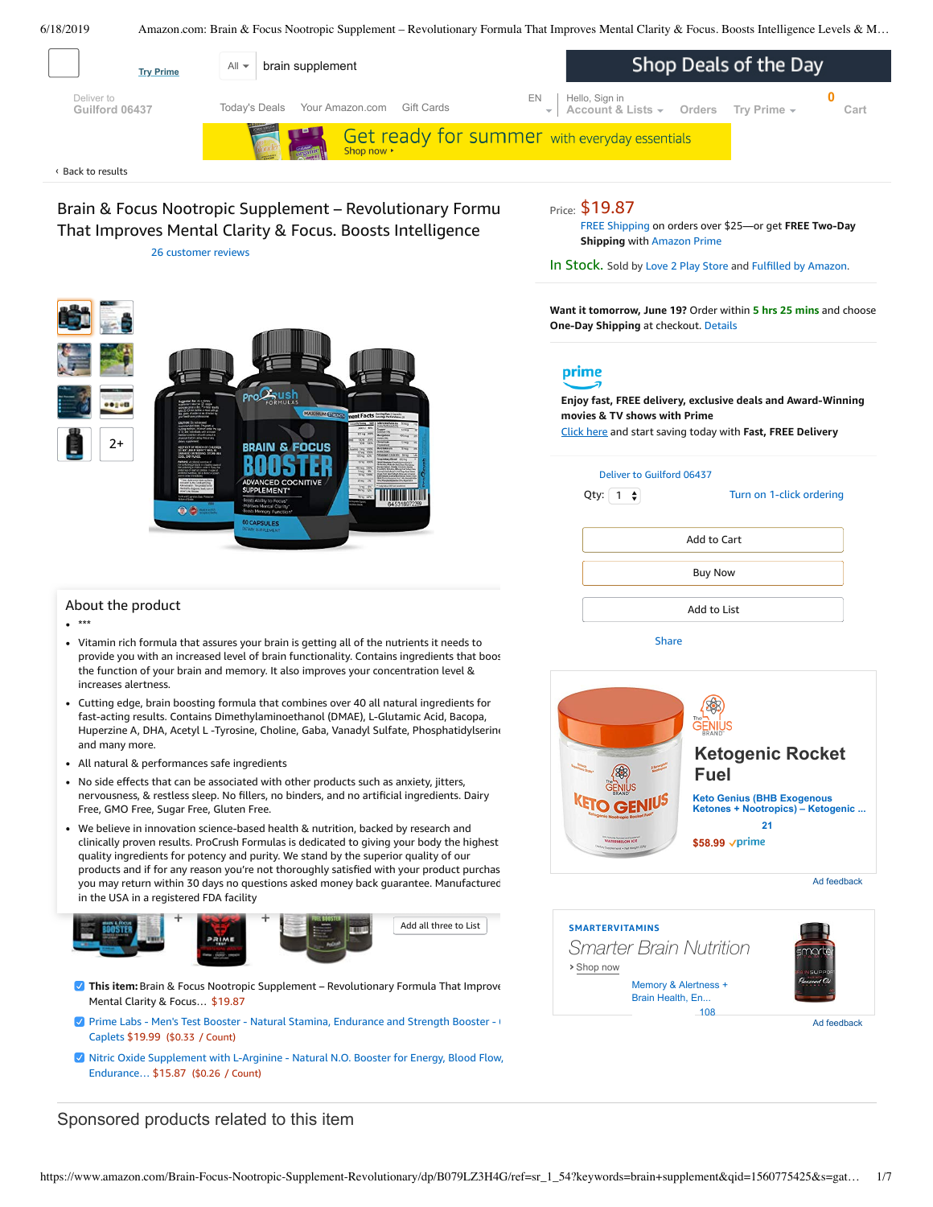Try Prime

All brain supplement

Shop Deals of the Day

Deliver to Guilford 06437

Today's Deals Your Amazon.com Gift Cards

EN

Hello, Sign in Account & Lists Orders Try Prime

0 Cart

Get ready for summer with everyday essentials Shop now ›

‹ Back to results

# Brain & Focus Nootropic Supplement – Revolutionary Formula That Improves Mental Clarity & Focus. Boosts Intelligence

26 customer reviews

Price: $19.87

FREE Shipping on orders over $25—or get **FREE Two-Day Shipping** with Amazon Prime

In Stock. Sold by Love 2 Play Store and Fulfilled by Amazon.

**Want it tomorrow, June 19?** Order within **5 hrs 25 mins** and choose **One-Day Shipping** at checkout. Details

prime

**Enjoy fast, FREE delivery, exclusive deals and Award-Winning movies & TV shows with Prime**

Click here and start saving today with **Fast, FREE Delivery**

Deliver to Guilford 06437

Qty: 1

Turn on 1-click ordering

Add to Cart

Buy Now

Add to List

Share

## About the product

- ***
- Vitamin rich formula that assures your brain is getting all of the nutrients it needs to provide you with an increased level of brain functionality. Contains ingredients that boos the function of your brain and memory. It also improves your concentration level & increases alertness.
- Cutting edge, brain boosting formula that combines over 40 all natural ingredients for fast-acting results. Contains Dimethylaminoethanol (DMAE), L-Glutamic Acid, Bacopa, Huperzine A, DHA, Acetyl L -Tyrosine, Choline, Gaba, Vanadyl Sulfate, Phosphatidylserine and many more.
- All natural & performances safe ingredients
- No side effects that can be associated with other products such as anxiety, jitters, nervousness, & restless sleep. No fillers, no binders, and no artificial ingredients. Dairy Free, GMO Free, Sugar Free, Gluten Free.
- We believe in innovation science-based health & nutrition, backed by research and clinically proven results. ProCrush Formulas is dedicated to giving your body the highest quality ingredients for potency and purity. We stand by the superior quality of our products and if for any reason you're not thoroughly satisfied with your product purchas you may return within 30 days no questions asked money back guarantee. Manufactured in the USA in a registered FDA facility

Add all three to List

- **This item:** Brain & Focus Nootropic Supplement – Revolutionary Formula That Improve Mental Clarity & Focus… $19.87
- Prime Labs - Men's Test Booster - Natural Stamina, Endurance and Strength Booster - Caplets $19.99 ($0.33 / Count)
- Nitric Oxide Supplement with L-Arginine - Natural N.O. Booster for Energy, Blood Flow, Endurance… $15.87 ($0.26 / Count)

**Ketogenic Rocket Fuel**

Keto Genius (BHB Exogenous Ketones + Nootropics) – Ketogenic ...

21

$58.99 prime

Ad feedback

SMARTERVITAMINS

Smarter Brain Nutrition

› Shop now

Memory & Alertness + Brain Health, En...

108

Ad feedback

## Sponsored products related to this item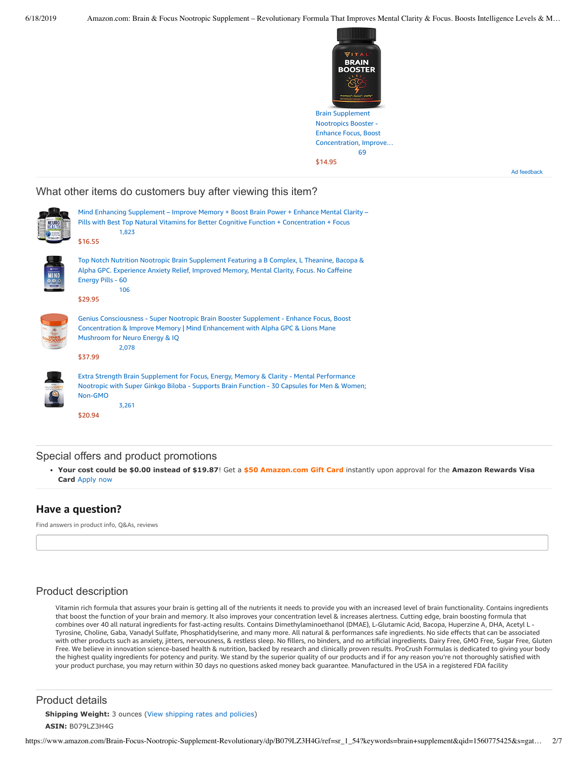Brain Supplement Nootropics Booster - Enhance Focus, Boost Concentration, Improve...
69
$14.95

Ad feedback

## What other items do customers buy after viewing this item?

Mind Enhancing Supplement – Improve Memory + Boost Brain Power + Enhance Mental Clarity – Pills with Best Top Natural Vitamins for Better Cognitive Function + Concentration + Focus
1,823
$16.55

Top Notch Nutrition Nootropic Brain Supplement Featuring a B Complex, L Theanine, Bacopa & Alpha GPC. Experience Anxiety Relief, Improved Memory, Mental Clarity, Focus. No Caffeine Energy Pills - 60
106
$29.95

Genius Consciousness - Super Nootropic Brain Booster Supplement - Enhance Focus, Boost Concentration & Improve Memory | Mind Enhancement with Alpha GPC & Lions Mane Mushroom for Neuro Energy & IQ
2,078
$37.99

Extra Strength Brain Supplement for Focus, Energy, Memory & Clarity - Mental Performance Nootropic with Super Ginkgo Biloba - Supports Brain Function - 30 Capsules for Men & Women; Non-GMO
3,261
$20.94

## Special offers and product promotions

- **Your cost could be $0.00 instead of $19.87**! Get a **$50 Amazon.com Gift Card** instantly upon approval for the **Amazon Rewards Visa Card** Apply now

## Have a question?

Find answers in product info, Q&As, reviews

## Product description

Vitamin rich formula that assures your brain is getting all of the nutrients it needs to provide you with an increased level of brain functionality. Contains ingredients that boost the function of your brain and memory. It also improves your concentration level & increases alertness. Cutting edge, brain boosting formula that combines over 40 all natural ingredients for fast-acting results. Contains Dimethylaminoethanol (DMAE), L-Glutamic Acid, Bacopa, Huperzine A, DHA, Acetyl L - Tyrosine, Choline, Gaba, Vanadyl Sulfate, Phosphatidylserine, and many more. All natural & performances safe ingredients. No side effects that can be associated with other products such as anxiety, jitters, nervousness, & restless sleep. No fillers, no binders, and no artificial ingredients. Dairy Free, GMO Free, Sugar Free, Gluten Free. We believe in innovation science-based health & nutrition, backed by research and clinically proven results. ProCrush Formulas is dedicated to giving your body the highest quality ingredients for potency and purity. We stand by the superior quality of our products and if for any reason you're not thoroughly satisfied with your product purchase, you may return within 30 days no questions asked money back guarantee. Manufactured in the USA in a registered FDA facility

## Product details

**Shipping Weight:** 3 ounces (View shipping rates and policies)

**ASIN:** B079LZ3H4G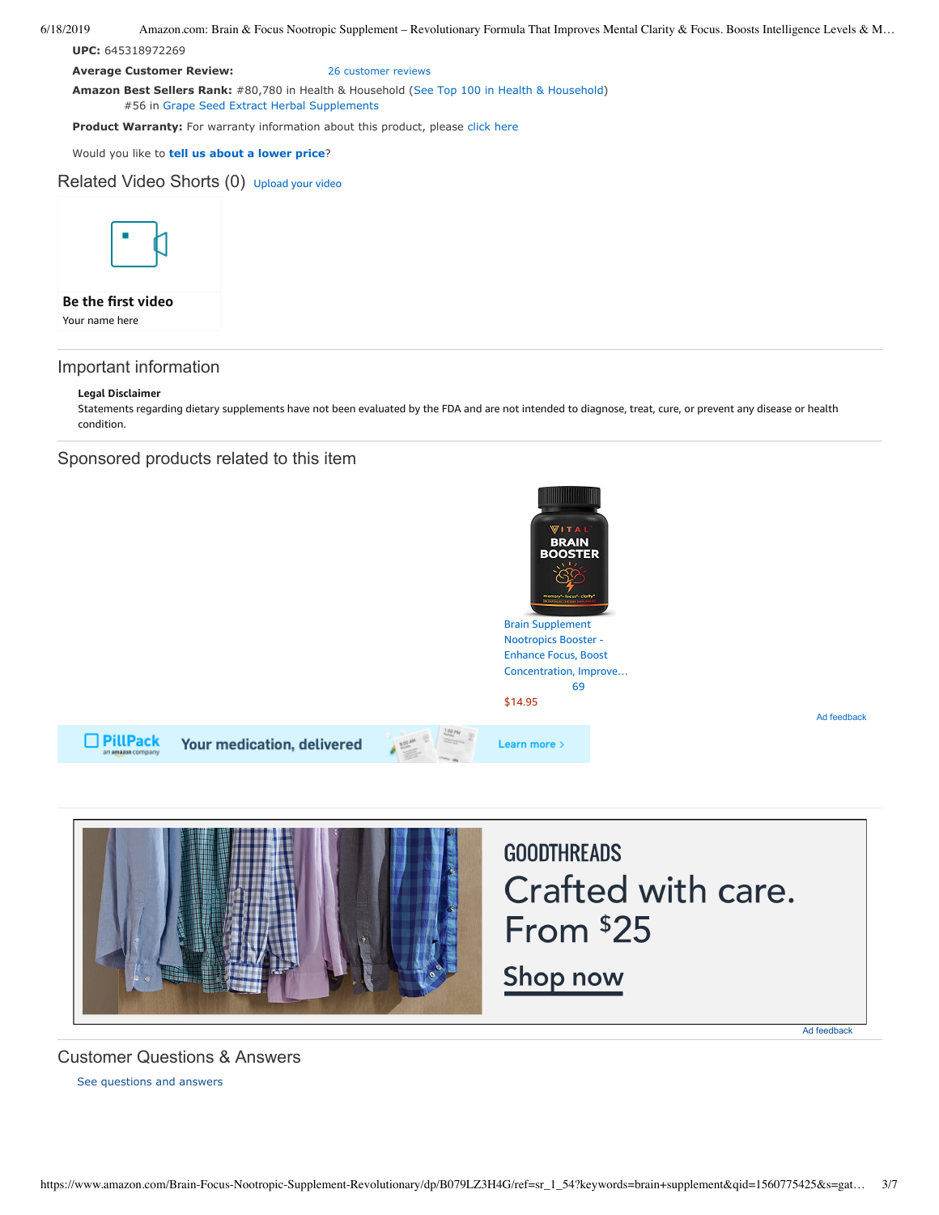**UPC:** 645318972269

**Average Customer Review:** 26 customer reviews

**Amazon Best Sellers Rank:** #80,780 in Health & Household (See Top 100 in Health & Household)
#56 in Grape Seed Extract Herbal Supplements

**Product Warranty:** For warranty information about this product, please click here

Would you like to **tell us about a lower price**?

## Related Video Shorts (0) Upload your video

**Be the first video**

Your name here

## Important information

**Legal Disclaimer**

Statements regarding dietary supplements have not been evaluated by the FDA and are not intended to diagnose, treat, cure, or prevent any disease or health condition.

## Sponsored products related to this item

Brain Supplement Nootropics Booster - Enhance Focus, Boost Concentration, Improve…
69
$14.95

Ad feedback

PillPack an amazon company Your medication, delivered Learn more ›

GOODTHREADS
Crafted with care.
From $25
Shop now

Ad feedback

## Customer Questions & Answers

See questions and answers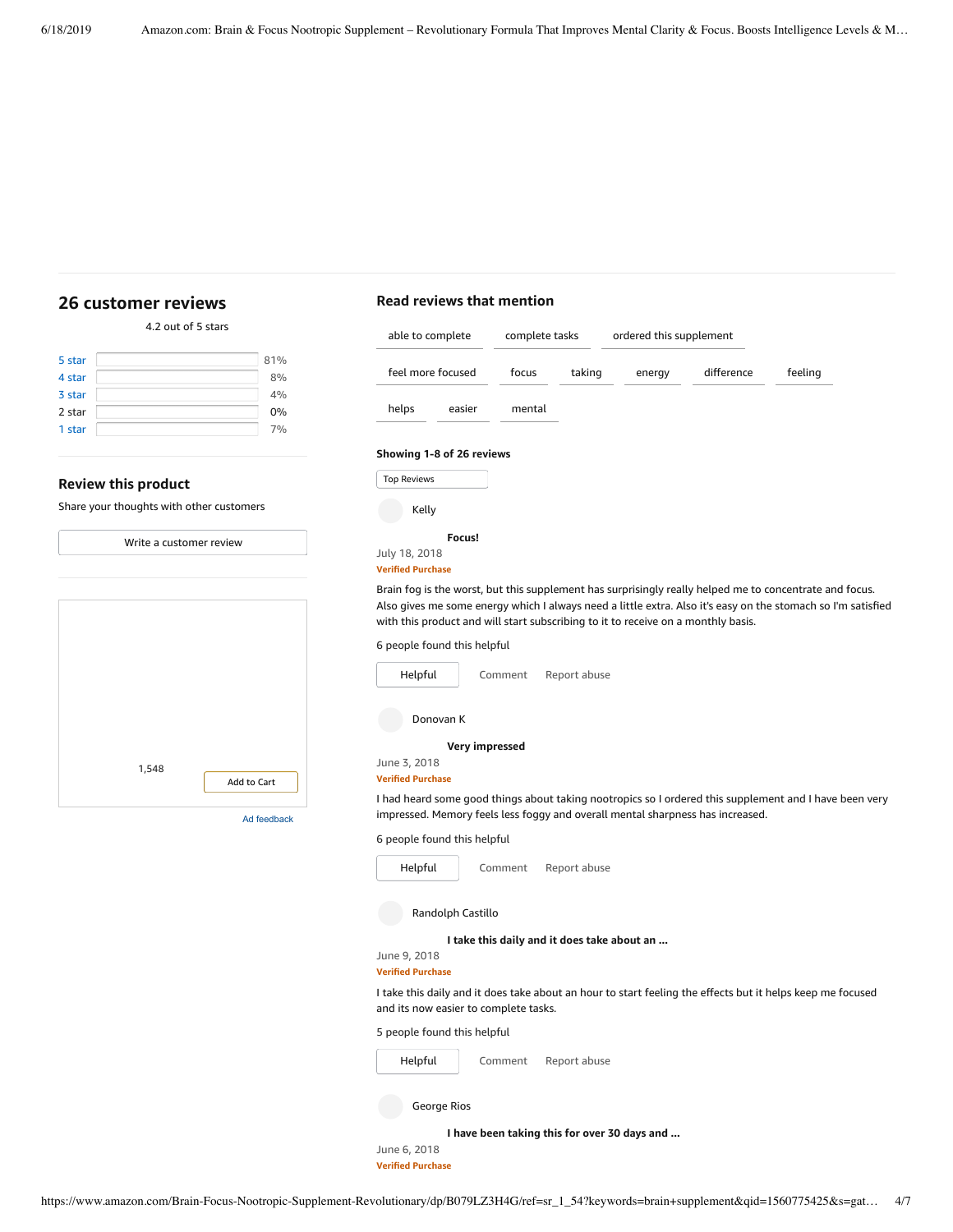## 26 customer reviews

4.2 out of 5 stars

| | |
|---|---|
| 5 star | 81% |
| 4 star | 8% |
| 3 star | 4% |
| 2 star | 0% |
| 1 star | 7% |

### Review this product

Share your thoughts with other customers

Write a customer review

1,548

Add to Cart

Ad feedback

### Read reviews that mention

able to complete | complete tasks | ordered this supplement | feel more focused | focus | taking | energy | difference | feeling | helps | easier | mental

**Showing 1-8 of 26 reviews**

Top Reviews

Kelly

**Focus!**

July 18, 2018

Verified Purchase

Brain fog is the worst, but this supplement has surprisingly really helped me to concentrate and focus. Also gives me some energy which I always need a little extra. Also it's easy on the stomach so I'm satisfied with this product and will start subscribing to it to receive on a monthly basis.

6 people found this helpful

Helpful | Comment | Report abuse

Donovan K

**Very impressed**

June 3, 2018

Verified Purchase

I had heard some good things about taking nootropics so I ordered this supplement and I have been very impressed. Memory feels less foggy and overall mental sharpness has increased.

6 people found this helpful

Helpful | Comment | Report abuse

Randolph Castillo

**I take this daily and it does take about an ...**

June 9, 2018

Verified Purchase

I take this daily and it does take about an hour to start feeling the effects but it helps keep me focused and its now easier to complete tasks.

5 people found this helpful

Helpful | Comment | Report abuse

George Rios

**I have been taking this for over 30 days and ...**

June 6, 2018

Verified Purchase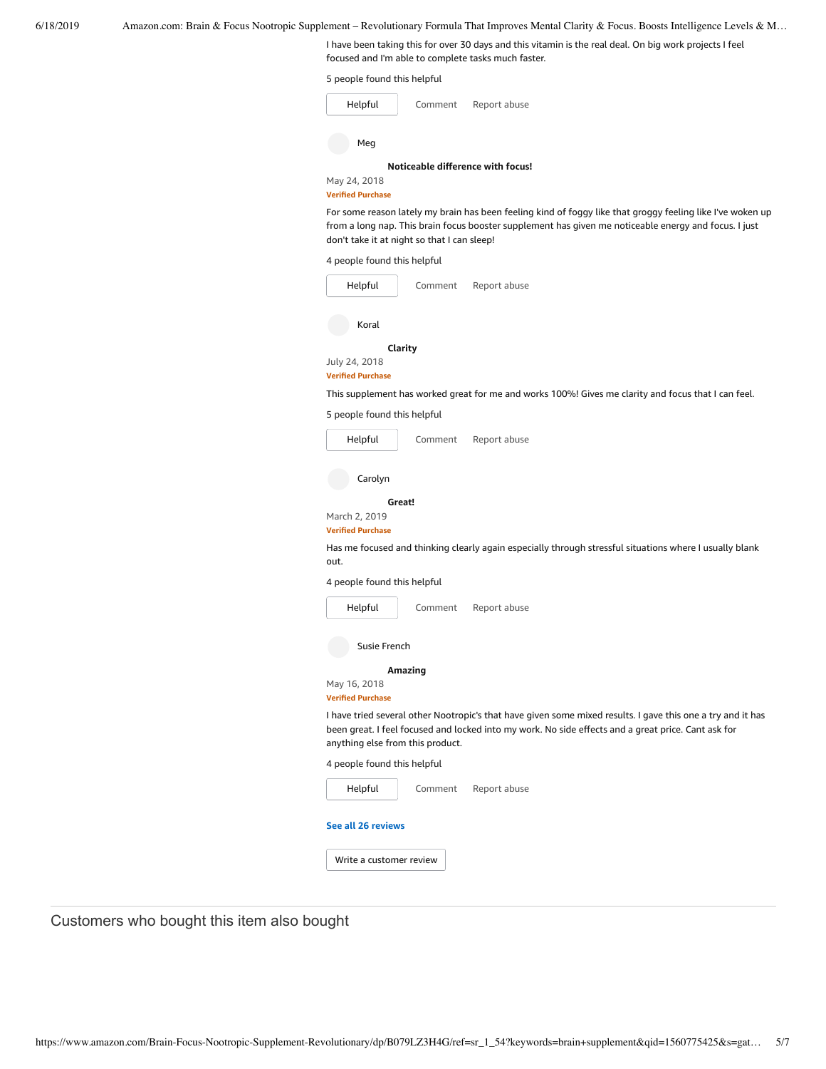I have been taking this for over 30 days and this vitamin is the real deal. On big work projects I feel focused and I'm able to complete tasks much faster.

5 people found this helpful

Helpful | Comment | Report abuse

Meg

**Noticeable difference with focus!**

May 24, 2018

**Verified Purchase**

For some reason lately my brain has been feeling kind of foggy like that groggy feeling like I've woken up from a long nap. This brain focus booster supplement has given me noticeable energy and focus. I just don't take it at night so that I can sleep!

4 people found this helpful

Helpful | Comment | Report abuse

Koral

**Clarity**

July 24, 2018

**Verified Purchase**

This supplement has worked great for me and works 100%! Gives me clarity and focus that I can feel.

5 people found this helpful

Helpful | Comment | Report abuse

Carolyn

**Great!**

March 2, 2019

**Verified Purchase**

Has me focused and thinking clearly again especially through stressful situations where I usually blank out.

4 people found this helpful

Helpful | Comment | Report abuse

Susie French

**Amazing**

May 16, 2018

**Verified Purchase**

I have tried several other Nootropic's that have given some mixed results. I gave this one a try and it has been great. I feel focused and locked into my work. No side effects and a great price. Cant ask for anything else from this product.

4 people found this helpful

Helpful | Comment | Report abuse

**See all 26 reviews**

Write a customer review

## Customers who bought this item also bought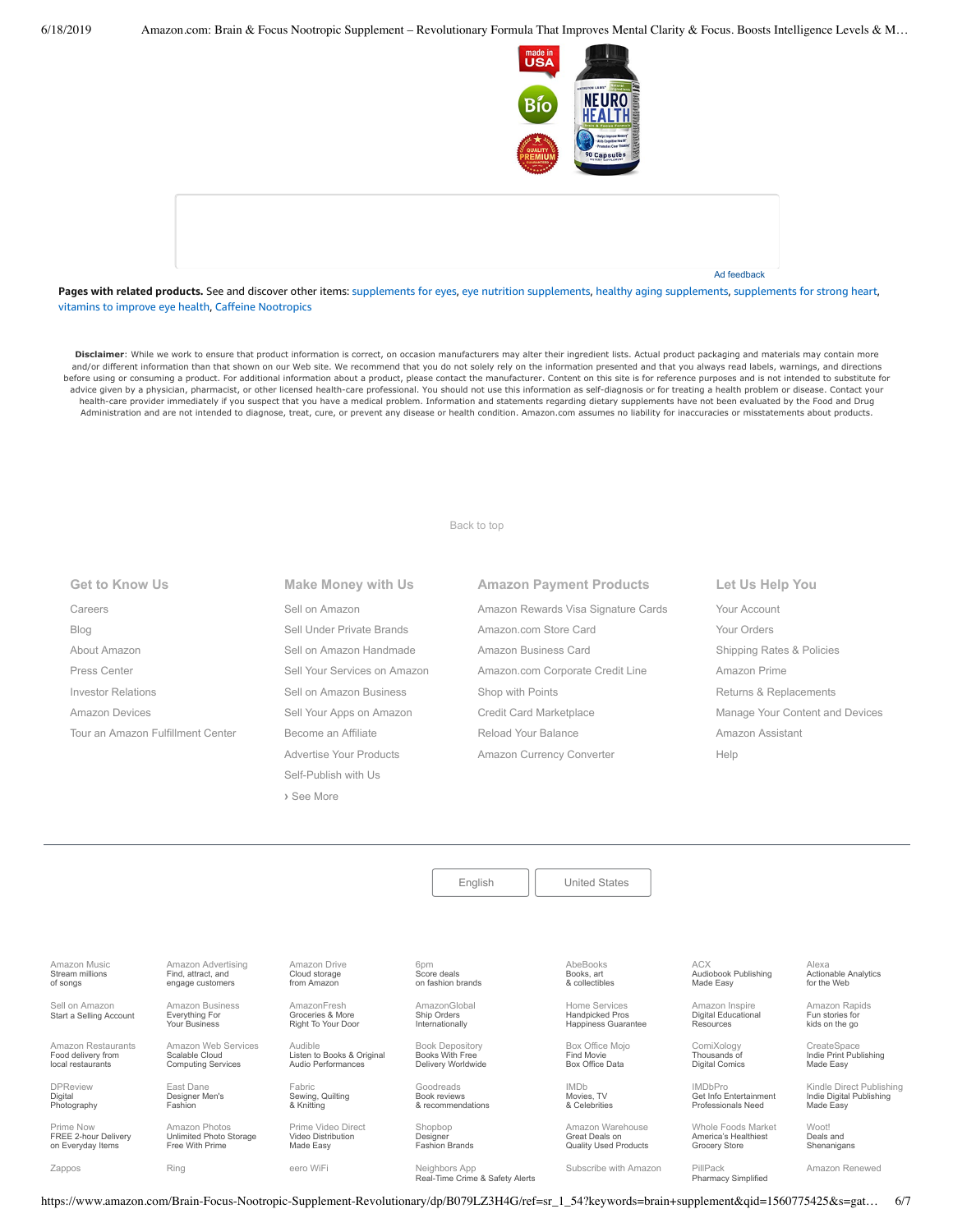Ad feedback

**Pages with related products.** See and discover other items: supplements for eyes, eye nutrition supplements, healthy aging supplements, supplements for strong heart, vitamins to improve eye health, Caffeine Nootropics

**Disclaimer**: While we work to ensure that product information is correct, on occasion manufacturers may alter their ingredient lists. Actual product packaging and materials may contain more and/or different information than that shown on our Web site. We recommend that you do not solely rely on the information presented and that you always read labels, warnings, and directions before using or consuming a product. For additional information about a product, please contact the manufacturer. Content on this site is for reference purposes and is not intended to substitute for advice given by a physician, pharmacist, or other licensed health-care professional. You should not use this information as self-diagnosis or for treating a health problem or disease. Contact your health-care provider immediately if you suspect that you have a medical problem. Information and statements regarding dietary supplements have not been evaluated by the Food and Drug Administration and are not intended to diagnose, treat, cure, or prevent any disease or health condition. Amazon.com assumes no liability for inaccuracies or misstatements about products.

Back to top

**Get to Know Us**
- Careers
- Blog
- About Amazon
- Press Center
- Investor Relations
- Amazon Devices
- Tour an Amazon Fulfillment Center

**Make Money with Us**
- Sell on Amazon
- Sell Under Private Brands
- Sell on Amazon Handmade
- Sell Your Services on Amazon
- Sell on Amazon Business
- Sell Your Apps on Amazon
- Become an Affiliate
- Advertise Your Products
- Self-Publish with Us
- › See More

**Amazon Payment Products**
- Amazon Rewards Visa Signature Cards
- Amazon.com Store Card
- Amazon Business Card
- Amazon.com Corporate Credit Line
- Shop with Points
- Credit Card Marketplace
- Reload Your Balance
- Amazon Currency Converter

**Let Us Help You**
- Your Account
- Your Orders
- Shipping Rates & Policies
- Amazon Prime
- Returns & Replacements
- Manage Your Content and Devices
- Amazon Assistant
- Help

English | United States

| | | | | | | |
|---|---|---|---|---|---|---|
| Amazon Music<br>Stream millions of songs | Amazon Advertising<br>Find, attract, and engage customers | Amazon Drive<br>Cloud storage from Amazon | 6pm<br>Score deals on fashion brands | AbeBooks<br>Books, art & collectibles | ACX<br>Audiobook Publishing Made Easy | Alexa<br>Actionable Analytics for the Web |
| Sell on Amazon<br>Start a Selling Account | Amazon Business<br>Everything For Your Business | AmazonFresh<br>Groceries & More Right To Your Door | AmazonGlobal<br>Ship Orders Internationally | Home Services<br>Handpicked Pros Happiness Guarantee | Amazon Inspire<br>Digital Educational Resources | Amazon Rapids<br>Fun stories for kids on the go |
| Amazon Restaurants<br>Food delivery from local restaurants | Amazon Web Services<br>Scalable Cloud Computing Services | Audible<br>Listen to Books & Original Audio Performances | Book Depository<br>Books With Free Delivery Worldwide | Box Office Mojo<br>Find Movie Box Office Data | ComiXology<br>Thousands of Digital Comics | CreateSpace<br>Indie Print Publishing Made Easy |
| DPReview<br>Digital Photography | East Dane<br>Designer Men's Fashion | Fabric<br>Sewing, Quilting & Knitting | Goodreads<br>Book reviews & recommendations | IMDb<br>Movies, TV & Celebrities | IMDbPro<br>Get Info Entertainment Professionals Need | Kindle Direct Publishing<br>Indie Digital Publishing Made Easy |
| Prime Now<br>FREE 2-hour Delivery on Everyday Items | Amazon Photos<br>Unlimited Photo Storage Free With Prime | Prime Video Direct<br>Video Distribution Made Easy | Shopbop<br>Designer Fashion Brands | Amazon Warehouse<br>Great Deals on Quality Used Products | Whole Foods Market<br>America's Healthiest Grocery Store | Woot!<br>Deals and Shenanigans |
| Zappos | Ring | eero WiFi | Neighbors App<br>Real-Time Crime & Safety Alerts | Subscribe with Amazon | PillPack<br>Pharmacy Simplified | Amazon Renewed |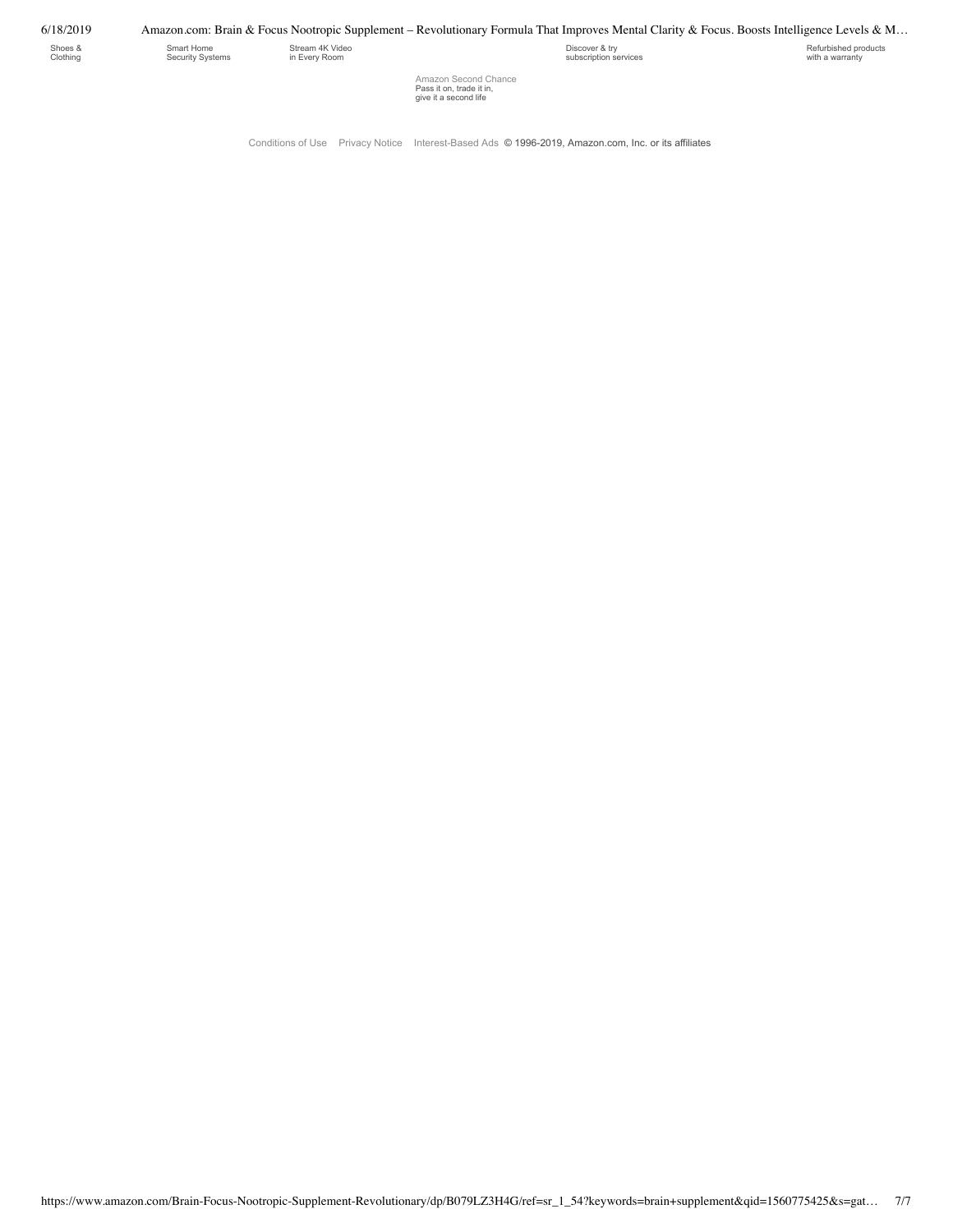Shoes &
Clothing

Smart Home
Security Systems

Stream 4K Video
in Every Room

Discover & try
subscription services

Refurbished products
with a warranty

Amazon Second Chance
Pass it on, trade it in,
give it a second life

Conditions of Use   Privacy Notice   Interest-Based Ads   © 1996-2019, Amazon.com, Inc. or its affiliates